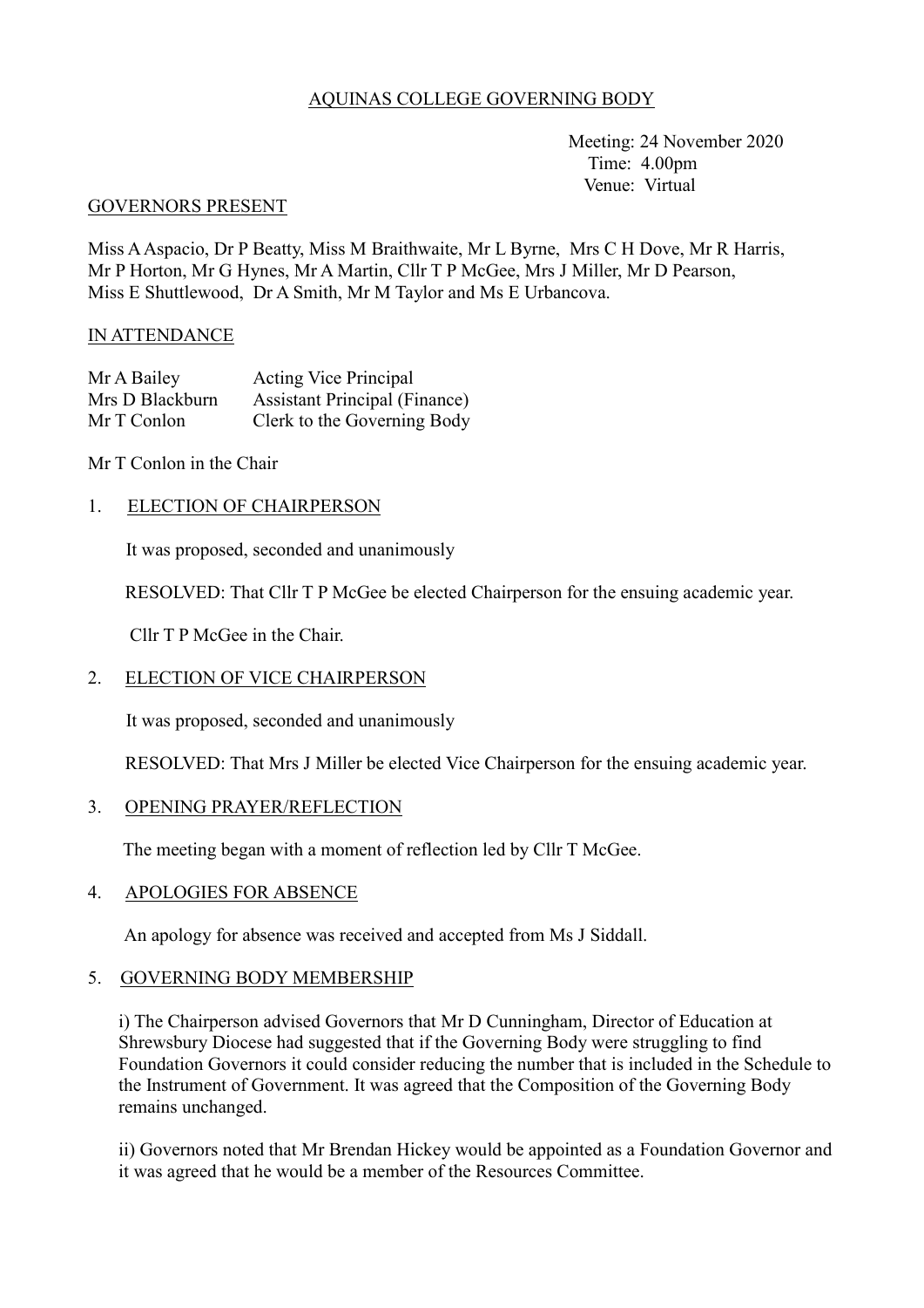# AQUINAS COLLEGE GOVERNING BODY

Meeting: 24 November 2020
Time: 4.00pm
Venue: Virtual

## GOVERNORS PRESENT

Miss A Aspacio, Dr P Beatty, Miss M Braithwaite, Mr L Byrne, Mrs C H Dove, Mr R Harris, Mr P Horton, Mr G Hynes, Mr A Martin, Cllr T P McGee, Mrs J Miller, Mr D Pearson, Miss E Shuttlewood, Dr A Smith, Mr M Taylor and Ms E Urbancova.

## IN ATTENDANCE

| | |
|---|---|
| Mr A Bailey | Acting Vice Principal |
| Mrs D Blackburn | Assistant Principal (Finance) |
| Mr T Conlon | Clerk to the Governing Body |

Mr T Conlon in the Chair

## 1. ELECTION OF CHAIRPERSON

It was proposed, seconded and unanimously

RESOLVED: That Cllr T P McGee be elected Chairperson for the ensuing academic year.

Cllr T P McGee in the Chair.

## 2. ELECTION OF VICE CHAIRPERSON

It was proposed, seconded and unanimously

RESOLVED: That Mrs J Miller be elected Vice Chairperson for the ensuing academic year.

## 3. OPENING PRAYER/REFLECTION

The meeting began with a moment of reflection led by Cllr T McGee.

## 4. APOLOGIES FOR ABSENCE

An apology for absence was received and accepted from Ms J Siddall.

## 5. GOVERNING BODY MEMBERSHIP

i) The Chairperson advised Governors that Mr D Cunningham, Director of Education at Shrewsbury Diocese had suggested that if the Governing Body were struggling to find Foundation Governors it could consider reducing the number that is included in the Schedule to the Instrument of Government. It was agreed that the Composition of the Governing Body remains unchanged.

ii) Governors noted that Mr Brendan Hickey would be appointed as a Foundation Governor and it was agreed that he would be a member of the Resources Committee.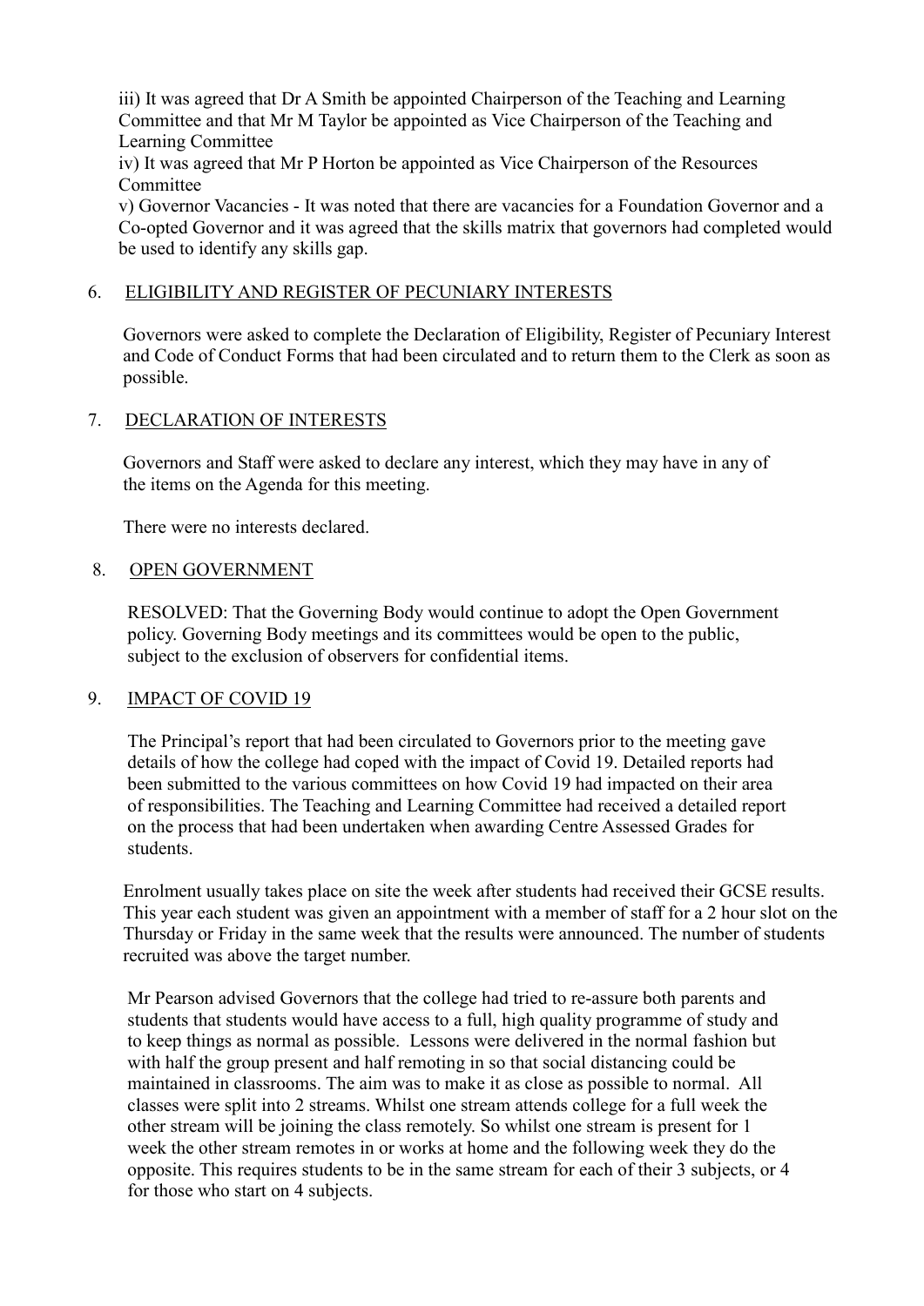iii) It was agreed that Dr A Smith be appointed Chairperson of the Teaching and Learning Committee and that Mr M Taylor be appointed as Vice Chairperson of the Teaching and Learning Committee

iv) It was agreed that Mr P Horton be appointed as Vice Chairperson of the Resources Committee

v) Governor Vacancies - It was noted that there are vacancies for a Foundation Governor and a Co-opted Governor and it was agreed that the skills matrix that governors had completed would be used to identify any skills gap.

6. ELIGIBILITY AND REGISTER OF PECUNIARY INTERESTS

Governors were asked to complete the Declaration of Eligibility, Register of Pecuniary Interest and Code of Conduct Forms that had been circulated and to return them to the Clerk as soon as possible.

7. DECLARATION OF INTERESTS

Governors and Staff were asked to declare any interest, which they may have in any of the items on the Agenda for this meeting.

There were no interests declared.

8. OPEN GOVERNMENT

RESOLVED: That the Governing Body would continue to adopt the Open Government policy. Governing Body meetings and its committees would be open to the public, subject to the exclusion of observers for confidential items.

9. IMPACT OF COVID 19

The Principal's report that had been circulated to Governors prior to the meeting gave details of how the college had coped with the impact of Covid 19. Detailed reports had been submitted to the various committees on how Covid 19 had impacted on their area of responsibilities. The Teaching and Learning Committee had received a detailed report on the process that had been undertaken when awarding Centre Assessed Grades for students.

Enrolment usually takes place on site the week after students had received their GCSE results. This year each student was given an appointment with a member of staff for a 2 hour slot on the Thursday or Friday in the same week that the results were announced. The number of students recruited was above the target number.

Mr Pearson advised Governors that the college had tried to re-assure both parents and students that students would have access to a full, high quality programme of study and to keep things as normal as possible. Lessons were delivered in the normal fashion but with half the group present and half remoting in so that social distancing could be maintained in classrooms. The aim was to make it as close as possible to normal. All classes were split into 2 streams. Whilst one stream attends college for a full week the other stream will be joining the class remotely. So whilst one stream is present for 1 week the other stream remotes in or works at home and the following week they do the opposite. This requires students to be in the same stream for each of their 3 subjects, or 4 for those who start on 4 subjects.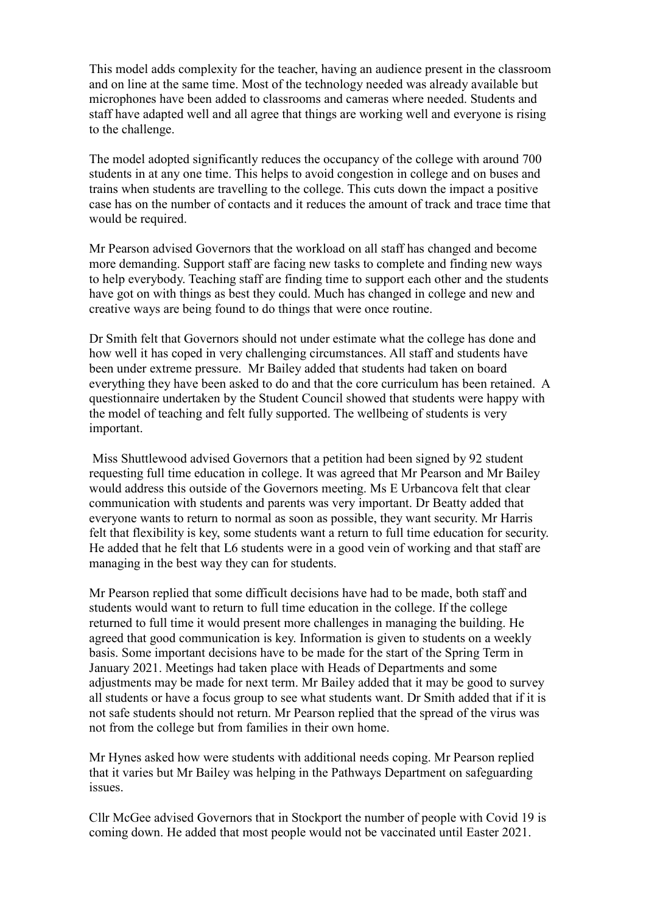This model adds complexity for the teacher, having an audience present in the classroom and on line at the same time. Most of the technology needed was already available but microphones have been added to classrooms and cameras where needed. Students and staff have adapted well and all agree that things are working well and everyone is rising to the challenge.

The model adopted significantly reduces the occupancy of the college with around 700 students in at any one time. This helps to avoid congestion in college and on buses and trains when students are travelling to the college. This cuts down the impact a positive case has on the number of contacts and it reduces the amount of track and trace time that would be required.

Mr Pearson advised Governors that the workload on all staff has changed and become more demanding. Support staff are facing new tasks to complete and finding new ways to help everybody. Teaching staff are finding time to support each other and the students have got on with things as best they could. Much has changed in college and new and creative ways are being found to do things that were once routine.

Dr Smith felt that Governors should not under estimate what the college has done and how well it has coped in very challenging circumstances. All staff and students have been under extreme pressure. Mr Bailey added that students had taken on board everything they have been asked to do and that the core curriculum has been retained. A questionnaire undertaken by the Student Council showed that students were happy with the model of teaching and felt fully supported. The wellbeing of students is very important.

Miss Shuttlewood advised Governors that a petition had been signed by 92 student requesting full time education in college. It was agreed that Mr Pearson and Mr Bailey would address this outside of the Governors meeting. Ms E Urbancova felt that clear communication with students and parents was very important. Dr Beatty added that everyone wants to return to normal as soon as possible, they want security. Mr Harris felt that flexibility is key, some students want a return to full time education for security. He added that he felt that L6 students were in a good vein of working and that staff are managing in the best way they can for students.

Mr Pearson replied that some difficult decisions have had to be made, both staff and students would want to return to full time education in the college. If the college returned to full time it would present more challenges in managing the building. He agreed that good communication is key. Information is given to students on a weekly basis. Some important decisions have to be made for the start of the Spring Term in January 2021. Meetings had taken place with Heads of Departments and some adjustments may be made for next term. Mr Bailey added that it may be good to survey all students or have a focus group to see what students want. Dr Smith added that if it is not safe students should not return. Mr Pearson replied that the spread of the virus was not from the college but from families in their own home.

Mr Hynes asked how were students with additional needs coping. Mr Pearson replied that it varies but Mr Bailey was helping in the Pathways Department on safeguarding issues.

Cllr McGee advised Governors that in Stockport the number of people with Covid 19 is coming down. He added that most people would not be vaccinated until Easter 2021.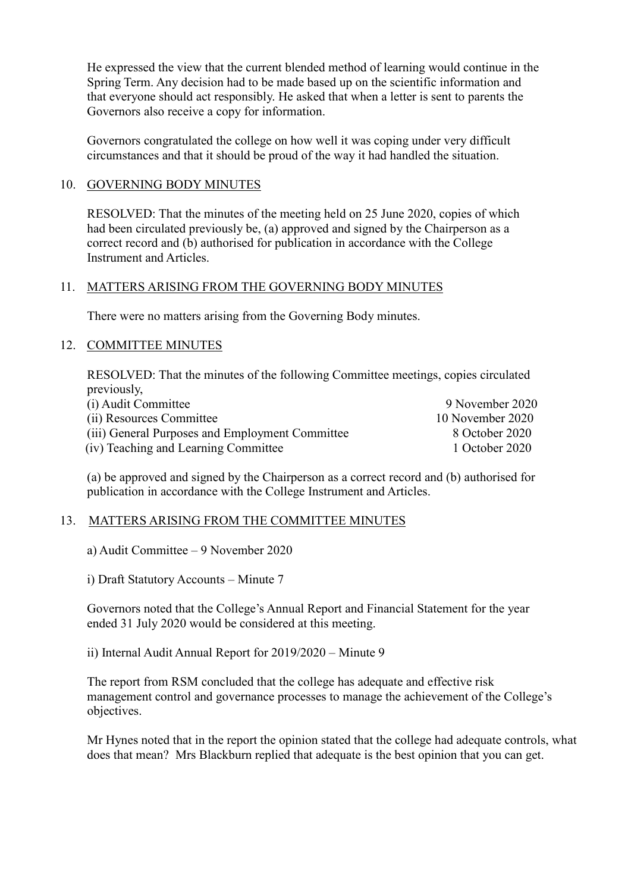He expressed the view that the current blended method of learning would continue in the Spring Term. Any decision had to be made based up on the scientific information and that everyone should act responsibly. He asked that when a letter is sent to parents the Governors also receive a copy for information.

Governors congratulated the college on how well it was coping under very difficult circumstances and that it should be proud of the way it had handled the situation.

## 10. GOVERNING BODY MINUTES

RESOLVED: That the minutes of the meeting held on 25 June 2020, copies of which had been circulated previously be, (a) approved and signed by the Chairperson as a correct record and (b) authorised for publication in accordance with the College Instrument and Articles.

## 11. MATTERS ARISING FROM THE GOVERNING BODY MINUTES

There were no matters arising from the Governing Body minutes.

## 12. COMMITTEE MINUTES

RESOLVED: That the minutes of the following Committee meetings, copies circulated previously,

| | |
|---|---|
| (i) Audit Committee | 9 November 2020 |
| (ii) Resources Committee | 10 November 2020 |
| (iii) General Purposes and Employment Committee | 8 October 2020 |
| (iv) Teaching and Learning Committee | 1 October 2020 |

(a) be approved and signed by the Chairperson as a correct record and (b) authorised for publication in accordance with the College Instrument and Articles.

## 13. MATTERS ARISING FROM THE COMMITTEE MINUTES

a) Audit Committee – 9 November 2020

i) Draft Statutory Accounts – Minute 7

Governors noted that the College's Annual Report and Financial Statement for the year ended 31 July 2020 would be considered at this meeting.

ii) Internal Audit Annual Report for 2019/2020 – Minute 9

The report from RSM concluded that the college has adequate and effective risk management control and governance processes to manage the achievement of the College's objectives.

Mr Hynes noted that in the report the opinion stated that the college had adequate controls, what does that mean? Mrs Blackburn replied that adequate is the best opinion that you can get.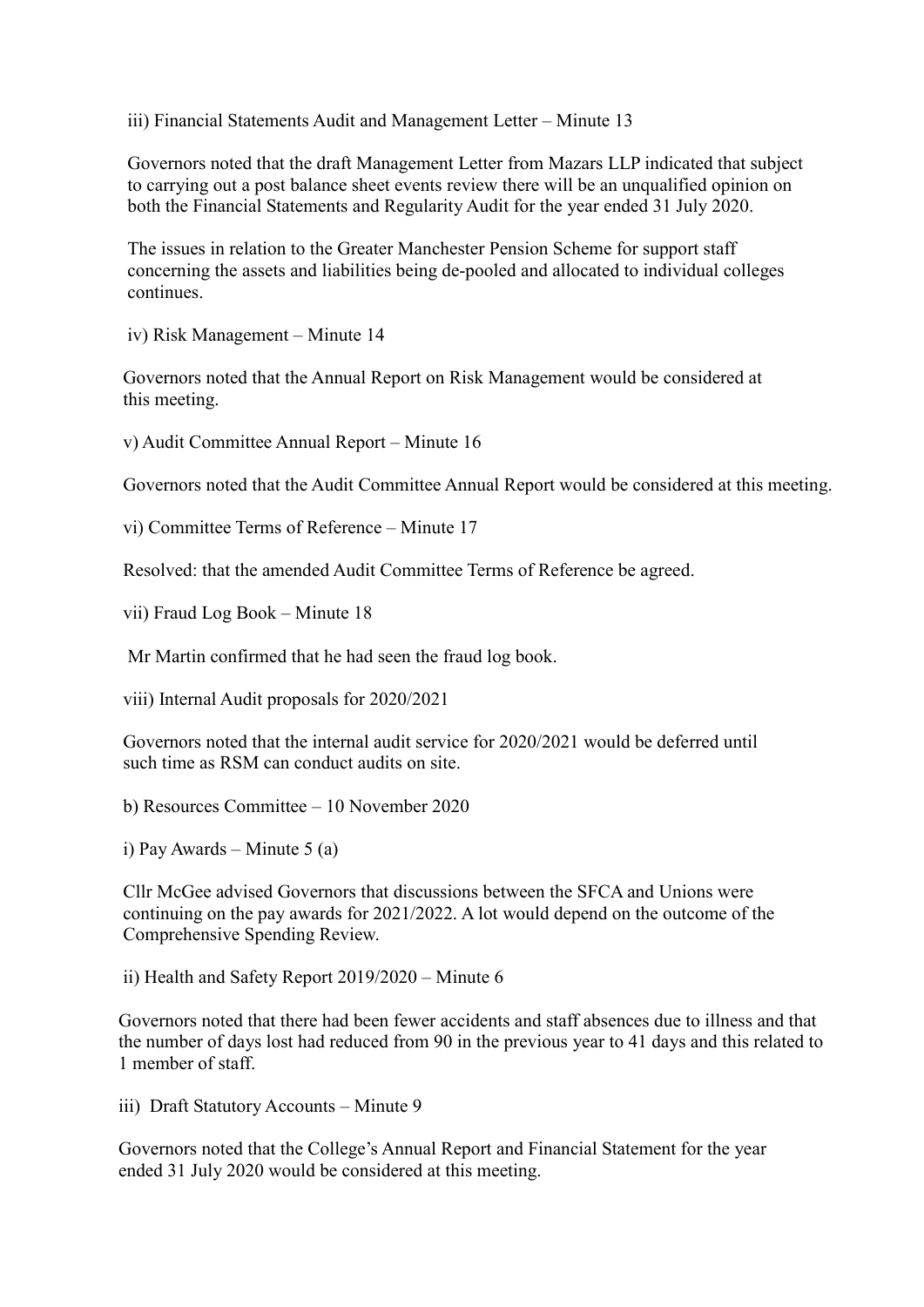iii) Financial Statements Audit and Management Letter – Minute 13

Governors noted that the draft Management Letter from Mazars LLP indicated that subject to carrying out a post balance sheet events review there will be an unqualified opinion on both the Financial Statements and Regularity Audit for the year ended 31 July 2020.

The issues in relation to the Greater Manchester Pension Scheme for support staff concerning the assets and liabilities being de-pooled and allocated to individual colleges continues.

iv) Risk Management – Minute 14

Governors noted that the Annual Report on Risk Management would be considered at this meeting.

v) Audit Committee Annual Report – Minute 16

Governors noted that the Audit Committee Annual Report would be considered at this meeting.

vi) Committee Terms of Reference – Minute 17

Resolved: that the amended Audit Committee Terms of Reference be agreed.

vii) Fraud Log Book – Minute 18

Mr Martin confirmed that he had seen the fraud log book.

viii) Internal Audit proposals for 2020/2021

Governors noted that the internal audit service for 2020/2021 would be deferred until such time as RSM can conduct audits on site.

b) Resources Committee – 10 November 2020

i) Pay Awards – Minute 5 (a)

Cllr McGee advised Governors that discussions between the SFCA and Unions were continuing on the pay awards for 2021/2022. A lot would depend on the outcome of the Comprehensive Spending Review.

ii) Health and Safety Report 2019/2020 – Minute 6

Governors noted that there had been fewer accidents and staff absences due to illness and that the number of days lost had reduced from 90 in the previous year to 41 days and this related to 1 member of staff.

iii) Draft Statutory Accounts – Minute 9

Governors noted that the College's Annual Report and Financial Statement for the year ended 31 July 2020 would be considered at this meeting.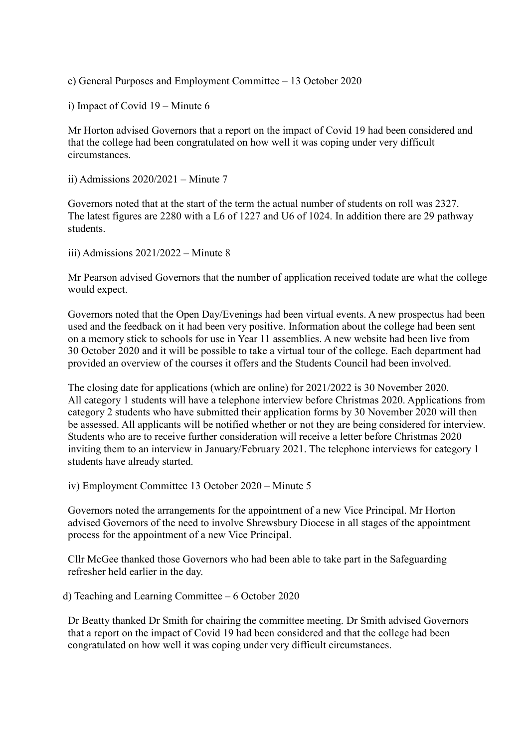c) General Purposes and Employment Committee – 13 October 2020

i) Impact of Covid 19 – Minute 6

Mr Horton advised Governors that a report on the impact of Covid 19 had been considered and that the college had been congratulated on how well it was coping under very difficult circumstances.

ii) Admissions 2020/2021 – Minute 7

Governors noted that at the start of the term the actual number of students on roll was 2327. The latest figures are 2280 with a L6 of 1227 and U6 of 1024. In addition there are 29 pathway students.

iii) Admissions 2021/2022 – Minute 8

Mr Pearson advised Governors that the number of application received todate are what the college would expect.

Governors noted that the Open Day/Evenings had been virtual events. A new prospectus had been used and the feedback on it had been very positive. Information about the college had been sent on a memory stick to schools for use in Year 11 assemblies. A new website had been live from 30 October 2020 and it will be possible to take a virtual tour of the college. Each department had provided an overview of the courses it offers and the Students Council had been involved.

The closing date for applications (which are online) for 2021/2022 is 30 November 2020. All category 1 students will have a telephone interview before Christmas 2020. Applications from category 2 students who have submitted their application forms by 30 November 2020 will then be assessed. All applicants will be notified whether or not they are being considered for interview. Students who are to receive further consideration will receive a letter before Christmas 2020 inviting them to an interview in January/February 2021. The telephone interviews for category 1 students have already started.

iv) Employment Committee 13 October 2020 – Minute 5

Governors noted the arrangements for the appointment of a new Vice Principal. Mr Horton advised Governors of the need to involve Shrewsbury Diocese in all stages of the appointment process for the appointment of a new Vice Principal.

Cllr McGee thanked those Governors who had been able to take part in the Safeguarding refresher held earlier in the day.

d) Teaching and Learning Committee – 6 October 2020

Dr Beatty thanked Dr Smith for chairing the committee meeting. Dr Smith advised Governors that a report on the impact of Covid 19 had been considered and that the college had been congratulated on how well it was coping under very difficult circumstances.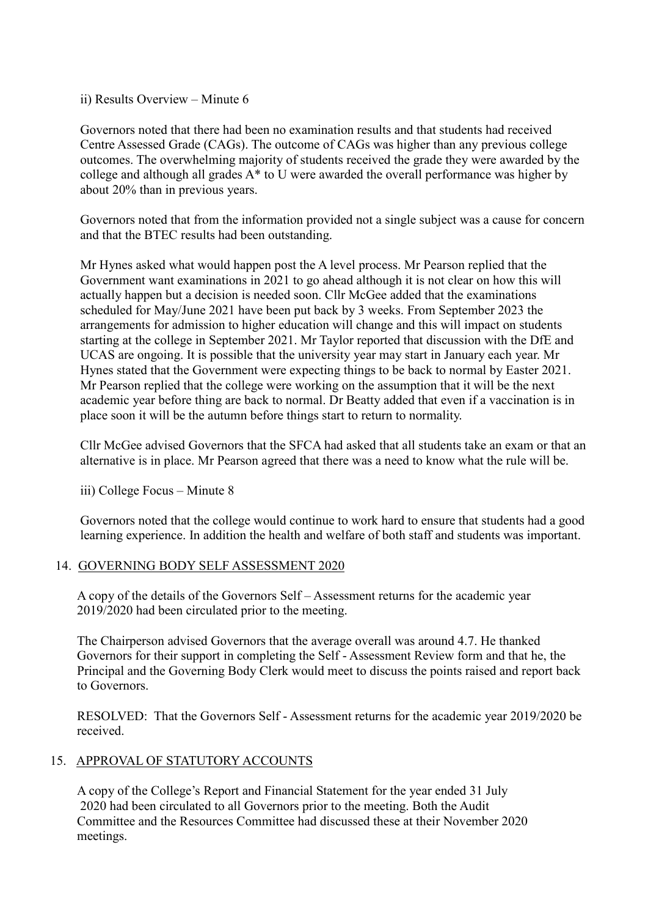ii) Results Overview – Minute 6

Governors noted that there had been no examination results and that students had received Centre Assessed Grade (CAGs). The outcome of CAGs was higher than any previous college outcomes. The overwhelming majority of students received the grade they were awarded by the college and although all grades A* to U were awarded the overall performance was higher by about 20% than in previous years.

Governors noted that from the information provided not a single subject was a cause for concern and that the BTEC results had been outstanding.

Mr Hynes asked what would happen post the A level process. Mr Pearson replied that the Government want examinations in 2021 to go ahead although it is not clear on how this will actually happen but a decision is needed soon. Cllr McGee added that the examinations scheduled for May/June 2021 have been put back by 3 weeks. From September 2023 the arrangements for admission to higher education will change and this will impact on students starting at the college in September 2021. Mr Taylor reported that discussion with the DfE and UCAS are ongoing. It is possible that the university year may start in January each year. Mr Hynes stated that the Government were expecting things to be back to normal by Easter 2021. Mr Pearson replied that the college were working on the assumption that it will be the next academic year before thing are back to normal. Dr Beatty added that even if a vaccination is in place soon it will be the autumn before things start to return to normality.

Cllr McGee advised Governors that the SFCA had asked that all students take an exam or that an alternative is in place. Mr Pearson agreed that there was a need to know what the rule will be.

iii) College Focus – Minute 8

Governors noted that the college would continue to work hard to ensure that students had a good learning experience. In addition the health and welfare of both staff and students was important.

## 14. GOVERNING BODY SELF ASSESSMENT 2020

A copy of the details of the Governors Self – Assessment returns for the academic year 2019/2020 had been circulated prior to the meeting.

The Chairperson advised Governors that the average overall was around 4.7. He thanked Governors for their support in completing the Self - Assessment Review form and that he, the Principal and the Governing Body Clerk would meet to discuss the points raised and report back to Governors.

RESOLVED: That the Governors Self - Assessment returns for the academic year 2019/2020 be received.

## 15. APPROVAL OF STATUTORY ACCOUNTS

A copy of the College's Report and Financial Statement for the year ended 31 July 2020 had been circulated to all Governors prior to the meeting. Both the Audit Committee and the Resources Committee had discussed these at their November 2020 meetings.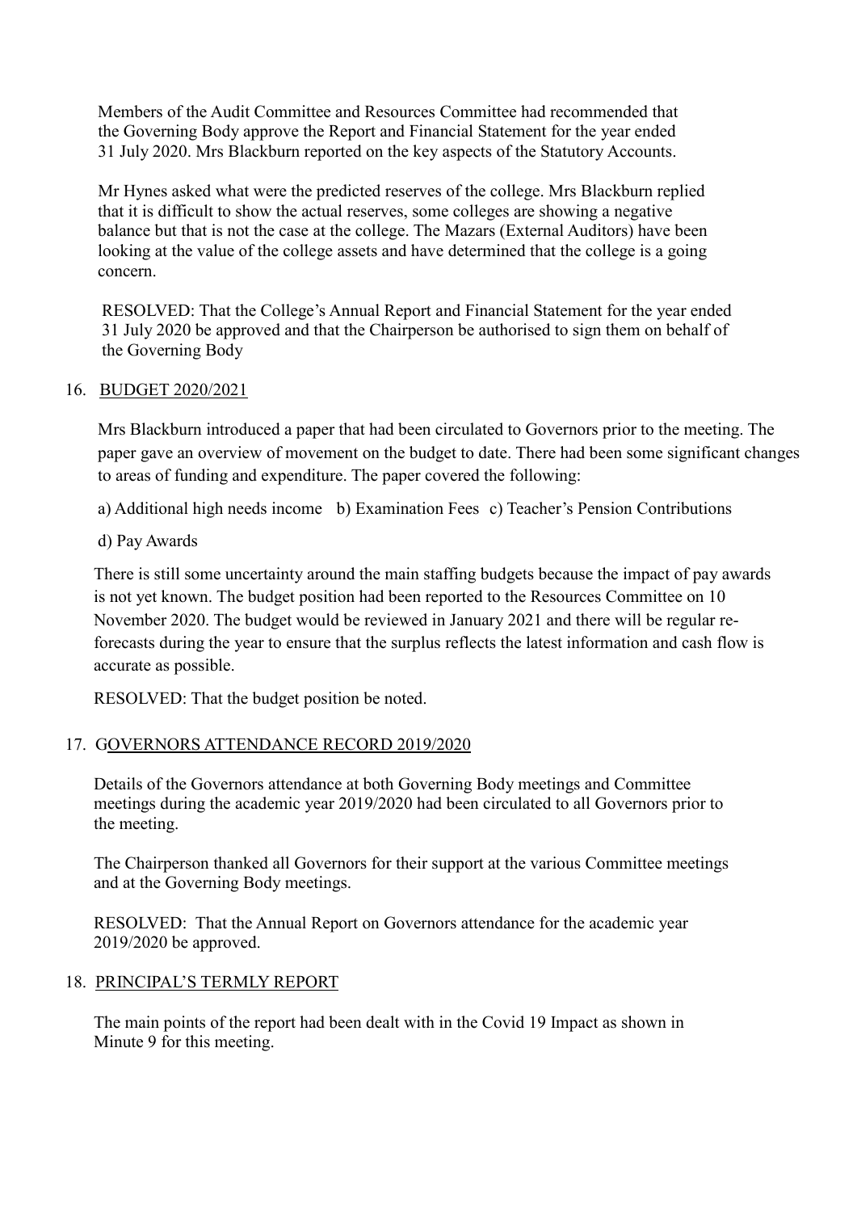Members of the Audit Committee and Resources Committee had recommended that the Governing Body approve the Report and Financial Statement for the year ended 31 July 2020. Mrs Blackburn reported on the key aspects of the Statutory Accounts.

Mr Hynes asked what were the predicted reserves of the college. Mrs Blackburn replied that it is difficult to show the actual reserves, some colleges are showing a negative balance but that is not the case at the college. The Mazars (External Auditors) have been looking at the value of the college assets and have determined that the college is a going concern.

RESOLVED: That the College's Annual Report and Financial Statement for the year ended 31 July 2020 be approved and that the Chairperson be authorised to sign them on behalf of the Governing Body

16. <u>BUDGET 2020/2021</u>

Mrs Blackburn introduced a paper that had been circulated to Governors prior to the meeting. The paper gave an overview of movement on the budget to date. There had been some significant changes to areas of funding and expenditure. The paper covered the following:

a) Additional high needs income b) Examination Fees c) Teacher's Pension Contributions

d) Pay Awards

There is still some uncertainty around the main staffing budgets because the impact of pay awards is not yet known. The budget position had been reported to the Resources Committee on 10 November 2020. The budget would be reviewed in January 2021 and there will be regular re-forecasts during the year to ensure that the surplus reflects the latest information and cash flow is accurate as possible.

RESOLVED: That the budget position be noted.

17. <u>GOVERNORS ATTENDANCE RECORD 2019/2020</u>

Details of the Governors attendance at both Governing Body meetings and Committee meetings during the academic year 2019/2020 had been circulated to all Governors prior to the meeting.

The Chairperson thanked all Governors for their support at the various Committee meetings and at the Governing Body meetings.

RESOLVED: That the Annual Report on Governors attendance for the academic year 2019/2020 be approved.

18. <u>PRINCIPAL'S TERMLY REPORT</u>

The main points of the report had been dealt with in the Covid 19 Impact as shown in Minute 9 for this meeting.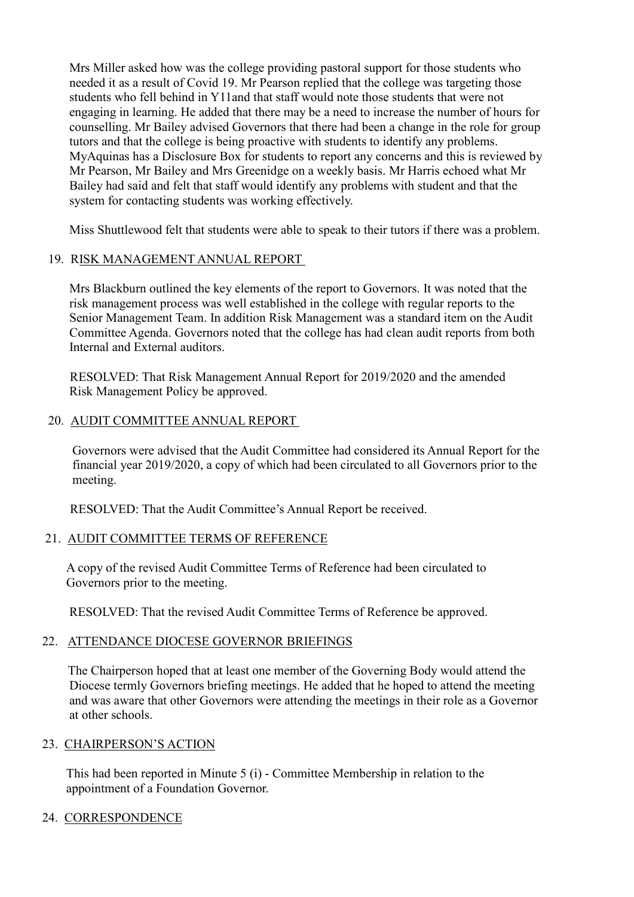Mrs Miller asked how was the college providing pastoral support for those students who needed it as a result of Covid 19. Mr Pearson replied that the college was targeting those students who fell behind in Y11and that staff would note those students that were not engaging in learning. He added that there may be a need to increase the number of hours for counselling. Mr Bailey advised Governors that there had been a change in the role for group tutors and that the college is being proactive with students to identify any problems. MyAquinas has a Disclosure Box for students to report any concerns and this is reviewed by Mr Pearson, Mr Bailey and Mrs Greenidge on a weekly basis. Mr Harris echoed what Mr Bailey had said and felt that staff would identify any problems with student and that the system for contacting students was working effectively.

Miss Shuttlewood felt that students were able to speak to their tutors if there was a problem.

19. RISK MANAGEMENT ANNUAL REPORT

Mrs Blackburn outlined the key elements of the report to Governors. It was noted that the risk management process was well established in the college with regular reports to the Senior Management Team. In addition Risk Management was a standard item on the Audit Committee Agenda. Governors noted that the college has had clean audit reports from both Internal and External auditors.

RESOLVED: That Risk Management Annual Report for 2019/2020 and the amended Risk Management Policy be approved.

20. AUDIT COMMITTEE ANNUAL REPORT

Governors were advised that the Audit Committee had considered its Annual Report for the financial year 2019/2020, a copy of which had been circulated to all Governors prior to the meeting.

RESOLVED: That the Audit Committee's Annual Report be received.

21. AUDIT COMMITTEE TERMS OF REFERENCE

A copy of the revised Audit Committee Terms of Reference had been circulated to Governors prior to the meeting.

RESOLVED: That the revised Audit Committee Terms of Reference be approved.

22. ATTENDANCE DIOCESE GOVERNOR BRIEFINGS

The Chairperson hoped that at least one member of the Governing Body would attend the Diocese termly Governors briefing meetings. He added that he hoped to attend the meeting and was aware that other Governors were attending the meetings in their role as a Governor at other schools.

23. CHAIRPERSON'S ACTION

This had been reported in Minute 5 (i) - Committee Membership in relation to the appointment of a Foundation Governor.

24. CORRESPONDENCE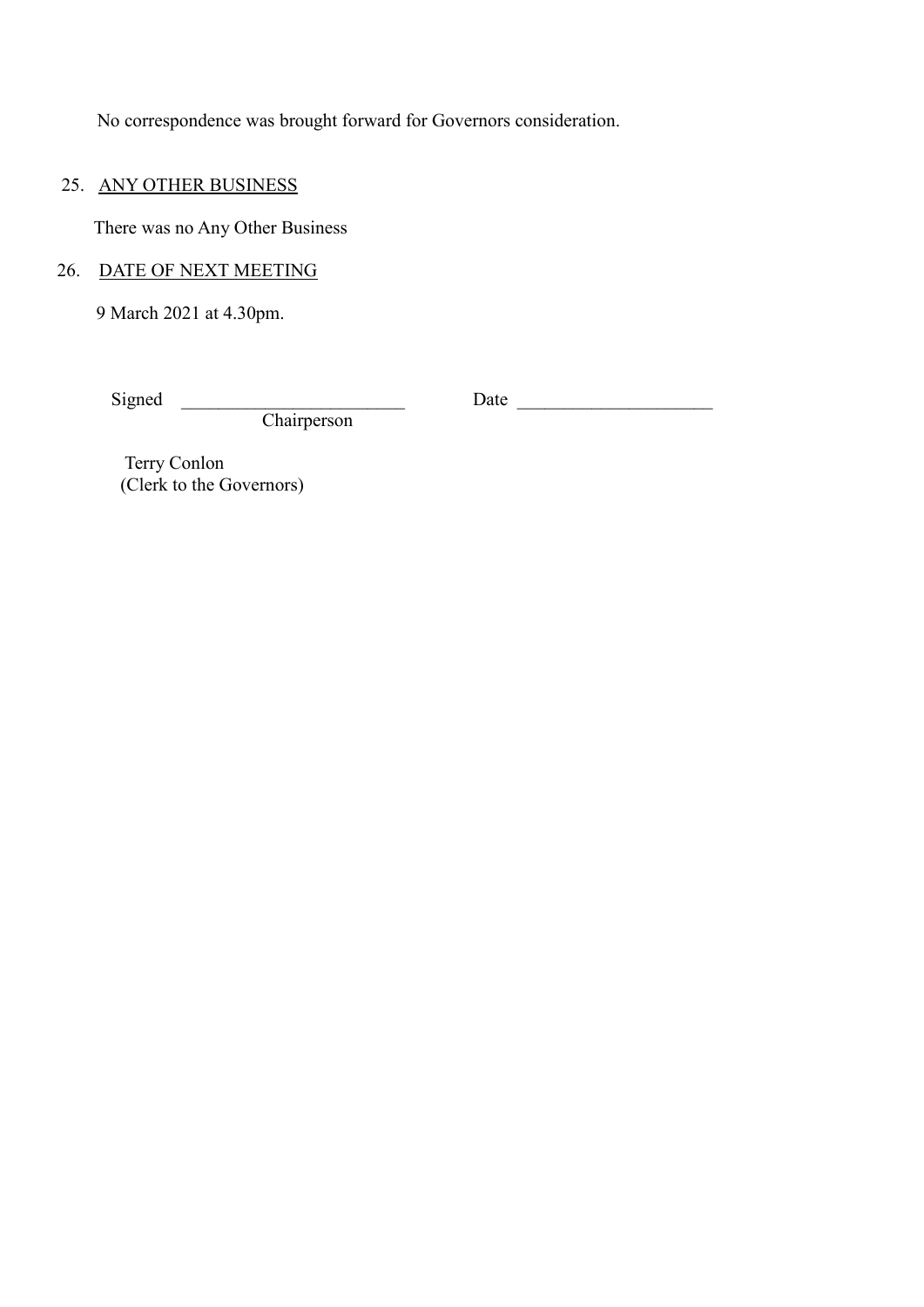No correspondence was brought forward for Governors consideration.

25. ANY OTHER BUSINESS

There was no Any Other Business

26. DATE OF NEXT MEETING

9 March 2021 at 4.30pm.

Signed \_\_\_\_\_\_\_\_\_\_\_\_\_\_\_\_\_\_\_\_\_\_\_\_\_ Date \_\_\_\_\_\_\_\_\_\_\_\_\_\_\_\_\_\_\_\_\_\_
Chairperson

Terry Conlon
(Clerk to the Governors)